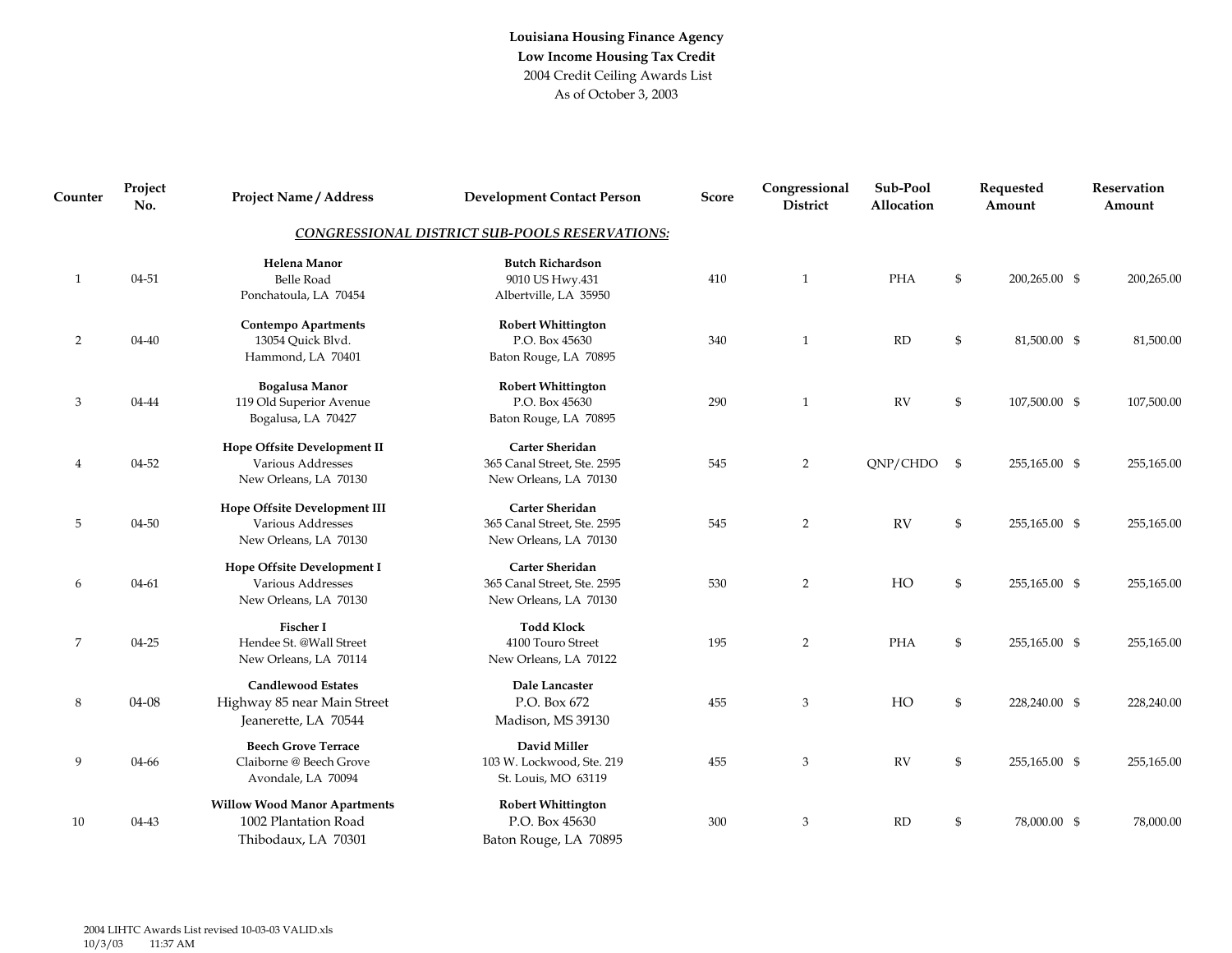**Louisiana Housing Finance Agency**
**Low Income Housing Tax Credit**
2004 Credit Ceiling Awards List
As of October 3, 2003

| Counter | Project No. | Project Name / Address | Development Contact Person | Score | Congressional District | Sub-Pool Allocation | Requested Amount | Reservation Amount |
|---|---|---|---|---|---|---|---|---|
| | | ***CONGRESSIONAL DISTRICT SUB-POOLS RESERVATIONS:*** | | | | | | |
| 1 | 04-51 | **Helena Manor**<br>Belle Road<br>Ponchatoula, LA 70454 | **Butch Richardson**<br>9010 US Hwy.431<br>Albertville, LA 35950 | 410 | 1 | PHA | $ 200,265.00 | $ 200,265.00 |
| 2 | 04-40 | **Contempo Apartments**<br>13054 Quick Blvd.<br>Hammond, LA 70401 | **Robert Whittington**<br>P.O. Box 45630<br>Baton Rouge, LA 70895 | 340 | 1 | RD | $ 81,500.00 | $ 81,500.00 |
| 3 | 04-44 | **Bogalusa Manor**<br>119 Old Superior Avenue<br>Bogalusa, LA 70427 | **Robert Whittington**<br>P.O. Box 45630<br>Baton Rouge, LA 70895 | 290 | 1 | RV | $ 107,500.00 | $ 107,500.00 |
| 4 | 04-52 | **Hope Offsite Development II**<br>Various Addresses<br>New Orleans, LA 70130 | **Carter Sheridan**<br>365 Canal Street, Ste. 2595<br>New Orleans, LA 70130 | 545 | 2 | QNP/CHDO | $ 255,165.00 | $ 255,165.00 |
| 5 | 04-50 | **Hope Offsite Development III**<br>Various Addresses<br>New Orleans, LA 70130 | **Carter Sheridan**<br>365 Canal Street, Ste. 2595<br>New Orleans, LA 70130 | 545 | 2 | RV | $ 255,165.00 | $ 255,165.00 |
| 6 | 04-61 | **Hope Offsite Development I**<br>Various Addresses<br>New Orleans, LA 70130 | **Carter Sheridan**<br>365 Canal Street, Ste. 2595<br>New Orleans, LA 70130 | 530 | 2 | HO | $ 255,165.00 | $ 255,165.00 |
| 7 | 04-25 | **Fischer I**<br>Hendee St. @Wall Street<br>New Orleans, LA 70114 | **Todd Klock**<br>4100 Touro Street<br>New Orleans, LA 70122 | 195 | 2 | PHA | $ 255,165.00 | $ 255,165.00 |
| 8 | 04-08 | **Candlewood Estates**<br>Highway 85 near Main Street<br>Jeanerette, LA 70544 | **Dale Lancaster**<br>P.O. Box 672<br>Madison, MS 39130 | 455 | 3 | HO | $ 228,240.00 | $ 228,240.00 |
| 9 | 04-66 | **Beech Grove Terrace**<br>Claiborne @ Beech Grove<br>Avondale, LA 70094 | **David Miller**<br>103 W. Lockwood, Ste. 219<br>St. Louis, MO 63119 | 455 | 3 | RV | $ 255,165.00 | $ 255,165.00 |
| 10 | 04-43 | **Willow Wood Manor Apartments**<br>1002 Plantation Road<br>Thibodaux, LA 70301 | **Robert Whittington**<br>P.O. Box 45630<br>Baton Rouge, LA 70895 | 300 | 3 | RD | $ 78,000.00 | $ 78,000.00 |

2004 LIHTC Awards List revised 10-03-03 VALID.xls
10/3/03 11:37 AM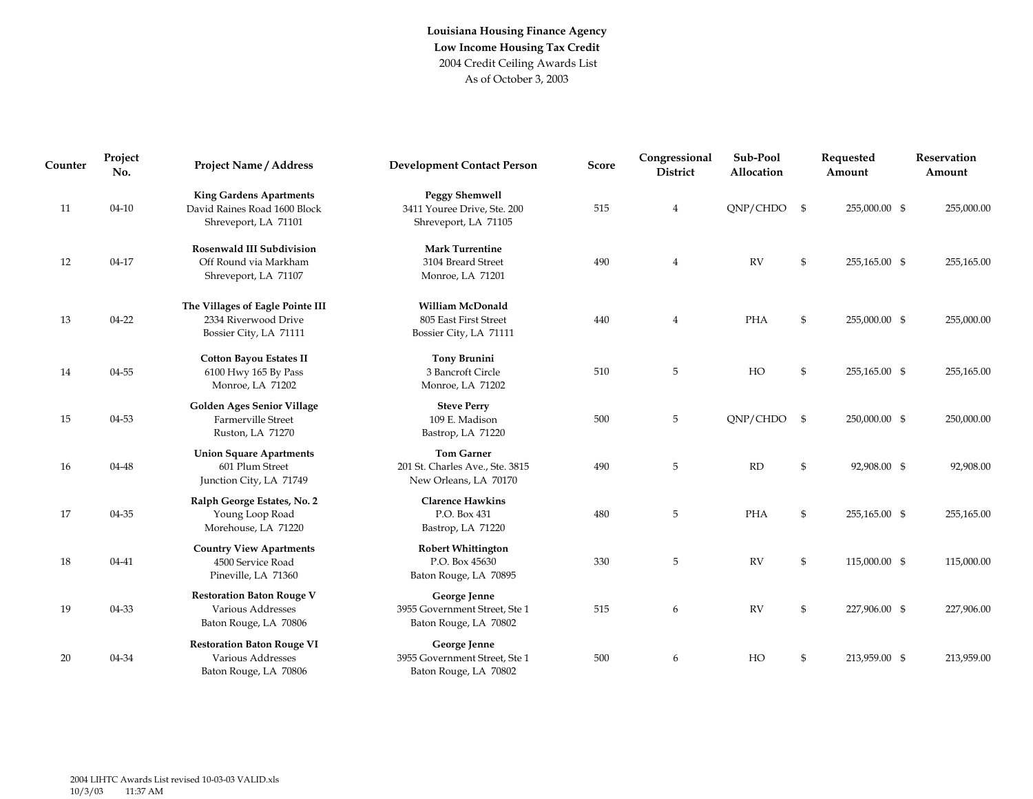**Louisiana Housing Finance Agency**
**Low Income Housing Tax Credit**
2004 Credit Ceiling Awards List
As of October 3, 2003

| Counter | Project No. | Project Name / Address | Development Contact Person | Score | Congressional District | Sub-Pool Allocation | Requested Amount | Reservation Amount |
|---|---|---|---|---|---|---|---|---|
| 11 | 04-10 | **King Gardens Apartments**<br>David Raines Road 1600 Block<br>Shreveport, LA 71101 | **Peggy Shemwell**<br>3411 Youree Drive, Ste. 200<br>Shreveport, LA 71105 | 515 | 4 | QNP/CHDO | $ 255,000.00 | $ 255,000.00 |
| 12 | 04-17 | **Rosenwald III Subdivision**<br>Off Round via Markham<br>Shreveport, LA 71107 | **Mark Turrentine**<br>3104 Breard Street<br>Monroe, LA 71201 | 490 | 4 | RV | $ 255,165.00 | $ 255,165.00 |
| 13 | 04-22 | **The Villages of Eagle Pointe III**<br>2334 Riverwood Drive<br>Bossier City, LA 71111 | **William McDonald**<br>805 East First Street<br>Bossier City, LA 71111 | 440 | 4 | PHA | $ 255,000.00 | $ 255,000.00 |
| 14 | 04-55 | **Cotton Bayou Estates II**<br>6100 Hwy 165 By Pass<br>Monroe, LA 71202 | **Tony Brunini**<br>3 Bancroft Circle<br>Monroe, LA 71202 | 510 | 5 | HO | $ 255,165.00 | $ 255,165.00 |
| 15 | 04-53 | **Golden Ages Senior Village**<br>Farmerville Street<br>Ruston, LA 71270 | **Steve Perry**<br>109 E. Madison<br>Bastrop, LA 71220 | 500 | 5 | QNP/CHDO | $ 250,000.00 | $ 250,000.00 |
| 16 | 04-48 | **Union Square Apartments**<br>601 Plum Street<br>Junction City, LA 71749 | **Tom Garner**<br>201 St. Charles Ave., Ste. 3815<br>New Orleans, LA 70170 | 490 | 5 | RD | $ 92,908.00 | $ 92,908.00 |
| 17 | 04-35 | **Ralph George Estates, No. 2**<br>Young Loop Road<br>Morehouse, LA 71220 | **Clarence Hawkins**<br>P.O. Box 431<br>Bastrop, LA 71220 | 480 | 5 | PHA | $ 255,165.00 | $ 255,165.00 |
| 18 | 04-41 | **Country View Apartments**<br>4500 Service Road<br>Pineville, LA 71360 | **Robert Whittington**<br>P.O. Box 45630<br>Baton Rouge, LA 70895 | 330 | 5 | RV | $ 115,000.00 | $ 115,000.00 |
| 19 | 04-33 | **Restoration Baton Rouge V**<br>Various Addresses<br>Baton Rouge, LA 70806 | **George Jenne**<br>3955 Government Street, Ste 1<br>Baton Rouge, LA 70802 | 515 | 6 | RV | $ 227,906.00 | $ 227,906.00 |
| 20 | 04-34 | **Restoration Baton Rouge VI**<br>Various Addresses<br>Baton Rouge, LA 70806 | **George Jenne**<br>3955 Government Street, Ste 1<br>Baton Rouge, LA 70802 | 500 | 6 | HO | $ 213,959.00 | $ 213,959.00 |

2004 LIHTC Awards List revised 10-03-03 VALID.xls
10/3/03 11:37 AM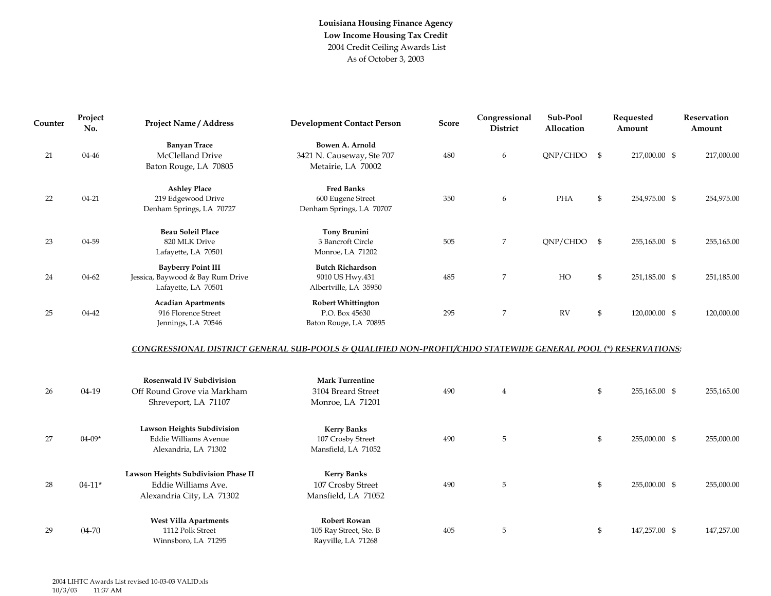**Louisiana Housing Finance Agency**
**Low Income Housing Tax Credit**
2004 Credit Ceiling Awards List
As of October 3, 2003

| Counter | Project No. | Project Name / Address | Development Contact Person | Score | Congressional District | Sub-Pool Allocation | Requested Amount | Reservation Amount |
|---|---|---|---|---|---|---|---|---|
| 21 | 04-46 | **Banyan Trace** McClelland Drive Baton Rouge, LA 70805 | **Bowen A. Arnold** 3421 N. Causeway, Ste 707 Metairie, LA 70002 | 480 | 6 | QNP/CHDO | $ 217,000.00 | $ 217,000.00 |
| 22 | 04-21 | **Ashley Place** 219 Edgewood Drive Denham Springs, LA 70727 | **Fred Banks** 600 Eugene Street Denham Springs, LA 70707 | 350 | 6 | PHA | $ 254,975.00 | $ 254,975.00 |
| 23 | 04-59 | **Beau Soleil Place** 820 MLK Drive Lafayette, LA 70501 | **Tony Brunini** 3 Bancroft Circle Monroe, LA 71202 | 505 | 7 | QNP/CHDO | $ 255,165.00 | $ 255,165.00 |
| 24 | 04-62 | **Bayberry Point III** Jessica, Baywood & Bay Rum Drive Lafayette, LA 70501 | **Butch Richardson** 9010 US Hwy.431 Albertville, LA 35950 | 485 | 7 | HO | $ 251,185.00 | $ 251,185.00 |
| 25 | 04-42 | **Acadian Apartments** 916 Florence Street Jennings, LA 70546 | **Robert Whittington** P.O. Box 45630 Baton Rouge, LA 70895 | 295 | 7 | RV | $ 120,000.00 | $ 120,000.00 |

***CONGRESSIONAL DISTRICT GENERAL SUB-POOLS & QUALIFIED NON-PROFIT/CHDO STATEWIDE GENERAL POOL (*) RESERVATIONS:***

| Counter | Project No. | Project Name / Address | Development Contact Person | Score | Congressional District | Sub-Pool Allocation | Requested Amount | Reservation Amount |
|---|---|---|---|---|---|---|---|---|
| 26 | 04-19 | **Rosenwald IV Subdivision** Off Round Grove via Markham Shreveport, LA 71107 | **Mark Turrentine** 3104 Breard Street Monroe, LA 71201 | 490 | 4 | | $ 255,165.00 | $ 255,165.00 |
| 27 | 04-09* | **Lawson Heights Subdivision** Eddie Williams Avenue Alexandria, LA 71302 | **Kerry Banks** 107 Crosby Street Mansfield, LA 71052 | 490 | 5 | | $ 255,000.00 | $ 255,000.00 |
| 28 | 04-11* | **Lawson Heights Subdivision Phase II** Eddie Williams Ave. Alexandria City, LA 71302 | **Kerry Banks** 107 Crosby Street Mansfield, LA 71052 | 490 | 5 | | $ 255,000.00 | $ 255,000.00 |
| 29 | 04-70 | **West Villa Apartments** 1112 Polk Street Winnsboro, LA 71295 | **Robert Rowan** 105 Ray Street, Ste. B Rayville, LA 71268 | 405 | 5 | | $ 147,257.00 | $ 147,257.00 |

2004 LIHTC Awards List revised 10-03-03 VALID.xls
10/3/03 11:37 AM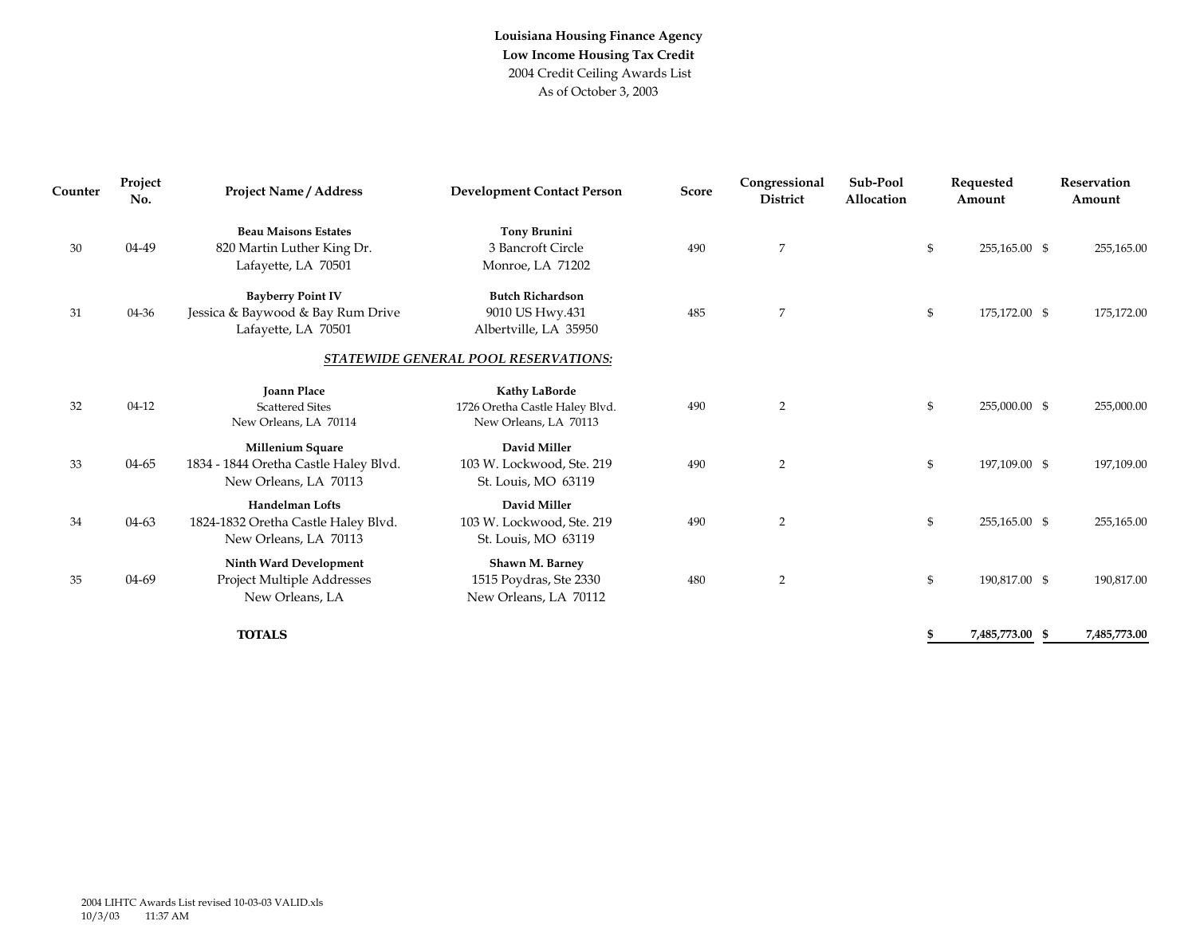**Louisiana Housing Finance Agency**
**Low Income Housing Tax Credit**
2004 Credit Ceiling Awards List
As of October 3, 2003

| Counter | Project No. | Project Name / Address | Development Contact Person | Score | Congressional District | Sub-Pool Allocation | Requested Amount | Reservation Amount |
|---|---|---|---|---|---|---|---|---|
| 30 | 04-49 | **Beau Maisons Estates**<br>820 Martin Luther King Dr.<br>Lafayette, LA 70501 | **Tony Brunini**<br>3 Bancroft Circle<br>Monroe, LA 71202 | 490 | 7 | | $ 255,165.00 | $ 255,165.00 |
| 31 | 04-36 | **Bayberry Point IV**<br>Jessica & Baywood & Bay Rum Drive<br>Lafayette, LA 70501 | **Butch Richardson**<br>9010 US Hwy.431<br>Albertville, LA 35950 | 485 | 7 | | $ 175,172.00 | $ 175,172.00 |
| | | ***STATEWIDE GENERAL POOL RESERVATIONS:*** | | | | | | |
| 32 | 04-12 | **Joann Place**<br>Scattered Sites<br>New Orleans, LA 70114 | **Kathy LaBorde**<br>1726 Oretha Castle Haley Blvd.<br>New Orleans, LA 70113 | 490 | 2 | | $ 255,000.00 | $ 255,000.00 |
| 33 | 04-65 | **Millenium Square**<br>1834 - 1844 Oretha Castle Haley Blvd.<br>New Orleans, LA 70113 | **David Miller**<br>103 W. Lockwood, Ste. 219<br>St. Louis, MO 63119 | 490 | 2 | | $ 197,109.00 | $ 197,109.00 |
| 34 | 04-63 | **Handelman Lofts**<br>1824-1832 Oretha Castle Haley Blvd.<br>New Orleans, LA 70113 | **David Miller**<br>103 W. Lockwood, Ste. 219<br>St. Louis, MO 63119 | 490 | 2 | | $ 255,165.00 | $ 255,165.00 |
| 35 | 04-69 | **Ninth Ward Development**<br>Project Multiple Addresses<br>New Orleans, LA | **Shawn M. Barney**<br>1515 Poydras, Ste 2330<br>New Orleans, LA 70112 | 480 | 2 | | $ 190,817.00 | $ 190,817.00 |
| | | **TOTALS** | | | | | **$ 7,485,773.00** | **$ 7,485,773.00** |

2004 LIHTC Awards List revised 10-03-03 VALID.xls
10/3/03 11:37 AM